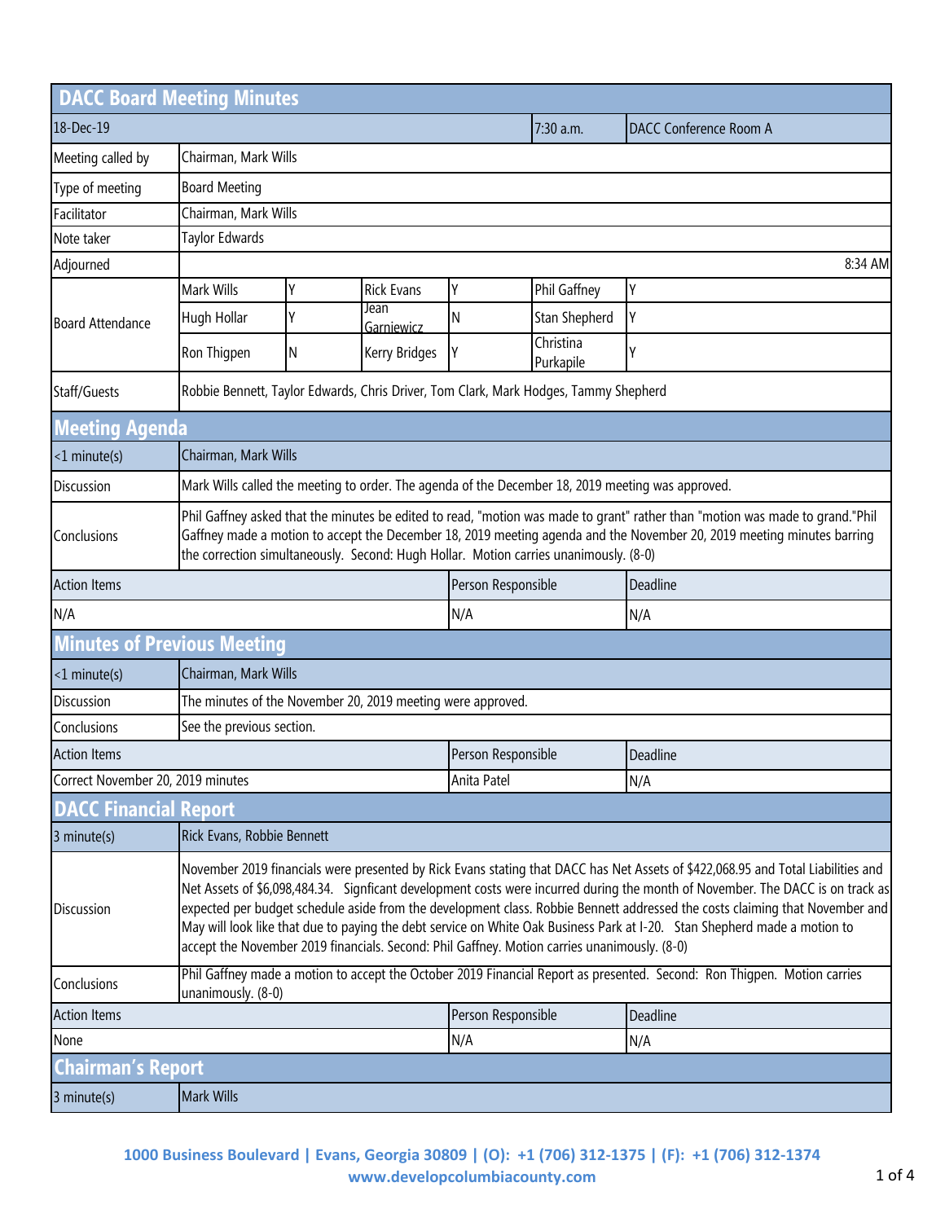# DACC Board Meeting Minutes

| 18-Dec-19 | | | | | 7:30 a.m. | DACC Conference Room A |
|---|---|---|---|---|---|---|
| Meeting called by | Chairman, Mark Wills | | | | | |
| Type of meeting | Board Meeting | | | | | |
| Facilitator | Chairman, Mark Wills | | | | | |
| Note taker | Taylor Edwards | | | | | |
| Adjourned | 8:34 AM | | | | | |
| Board Attendance | Mark Wills | Y | Rick Evans | Y | Phil Gaffney | Y |
| | Hugh Hollar | Y | Jean Garniewicz | N | Stan Shepherd | Y |
| | Ron Thigpen | N | Kerry Bridges | Y | Christina Purkapile | Y |
| Staff/Guests | Robbie Bennett, Taylor Edwards, Chris Driver, Tom Clark, Mark Hodges, Tammy Shepherd | | | | | |

## Meeting Agenda

| <1 minute(s) | Chairman, Mark Wills | |
|---|---|---|
| Discussion | Mark Wills called the meeting to order. The agenda of the December 18, 2019 meeting was approved. | |
| Conclusions | Phil Gaffney asked that the minutes be edited to read, "motion was made to grant" rather than "motion was made to grand."Phil Gaffney made a motion to accept the December 18, 2019 meeting agenda and the November 20, 2019 meeting minutes barring the correction simultaneously. Second: Hugh Hollar. Motion carries unanimously. (8-0) | |
| **Action Items** | **Person Responsible** | **Deadline** |
| N/A | N/A | N/A |

## Minutes of Previous Meeting

| <1 minute(s) | Chairman, Mark Wills | |
|---|---|---|
| Discussion | The minutes of the November 20, 2019 meeting were approved. | |
| Conclusions | See the previous section. | |
| **Action Items** | **Person Responsible** | **Deadline** |
| Correct November 20, 2019 minutes | Anita Patel | N/A |

## DACC Financial Report

| 3 minute(s) | Rick Evans, Robbie Bennett | |
|---|---|---|
| Discussion | November 2019 financials were presented by Rick Evans stating that DACC has Net Assets of $422,068.95 and Total Liabilities and Net Assets of $6,098,484.34. Signficant development costs were incurred during the month of November. The DACC is on track as expected per budget schedule aside from the development class. Robbie Bennett addressed the costs claiming that November and May will look like that due to paying the debt service on White Oak Business Park at I-20. Stan Shepherd made a motion to accept the November 2019 financials. Second: Phil Gaffney. Motion carries unanimously. (8-0) | |
| Conclusions | Phil Gaffney made a motion to accept the October 2019 Financial Report as presented. Second: Ron Thigpen. Motion carries unanimously. (8-0) | |
| **Action Items** | **Person Responsible** | **Deadline** |
| None | N/A | N/A |

## Chairman's Report

| 3 minute(s) | Mark Wills |
|---|---|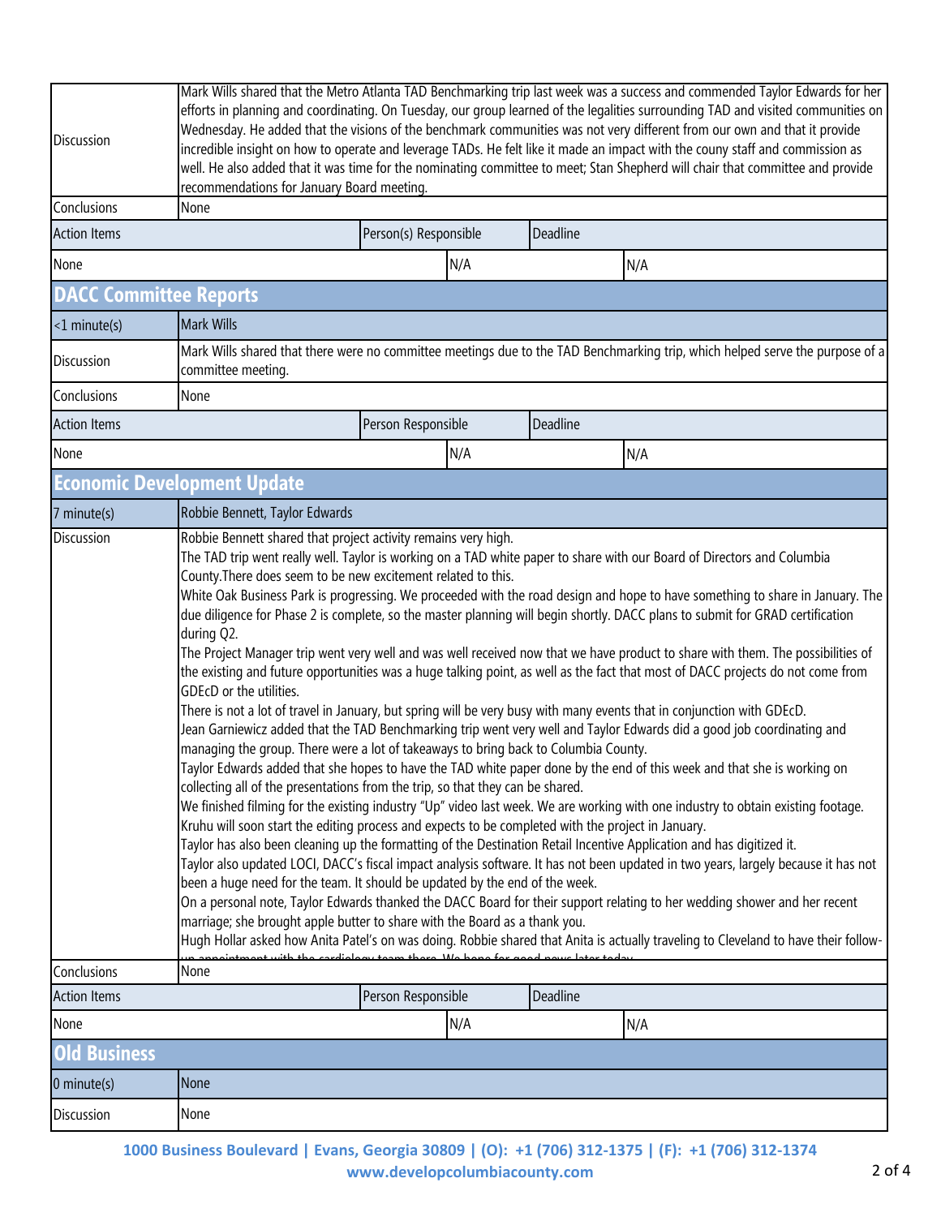| | | | |
|---|---|---|---|
| Discussion | Mark Wills shared that the Metro Atlanta TAD Benchmarking trip last week was a success and commended Taylor Edwards for her efforts in planning and coordinating. On Tuesday, our group learned of the legalities surrounding TAD and visited communities on Wednesday. He added that the visions of the benchmark communities was not very different from our own and that it provide incredible insight on how to operate and leverage TADs. He felt like it made an impact with the couny staff and commission as well. He also added that it was time for the nominating committee to meet; Stan Shepherd will chair that committee and provide recommendations for January Board meeting. | | |
| Conclusions | None | | |
| Action Items | | Person(s) Responsible | Deadline |
| None | | N/A | N/A |

## DACC Committee Reports

| | | | |
|---|---|---|---|
| <1 minute(s) | Mark Wills | | |
| Discussion | Mark Wills shared that there were no committee meetings due to the TAD Benchmarking trip, which helped serve the purpose of a committee meeting. | | |
| Conclusions | None | | |
| Action Items | | Person Responsible | Deadline |
| None | | N/A | N/A |

## Economic Development Update

| | | | |
|---|---|---|---|
| 7 minute(s) | Robbie Bennett, Taylor Edwards | | |
| Discussion | Robbie Bennett shared that project activity remains very high.<br>The TAD trip went really well. Taylor is working on a TAD white paper to share with our Board of Directors and Columbia County.There does seem to be new excitement related to this.<br>White Oak Business Park is progressing. We proceeded with the road design and hope to have something to share in January. The due diligence for Phase 2 is complete, so the master planning will begin shortly. DACC plans to submit for GRAD certification during Q2.<br>The Project Manager trip went very well and was well received now that we have product to share with them. The possibilities of the existing and future opportunities was a huge talking point, as well as the fact that most of DACC projects do not come from GDEcD or the utilities.<br>There is not a lot of travel in January, but spring will be very busy with many events that in conjunction with GDEcD.<br>Jean Garniewicz added that the TAD Benchmarking trip went very well and Taylor Edwards did a good job coordinating and managing the group. There were a lot of takeaways to bring back to Columbia County.<br>Taylor Edwards added that she hopes to have the TAD white paper done by the end of this week and that she is working on collecting all of the presentations from the trip, so that they can be shared.<br>We finished filming for the existing industry "Up" video last week. We are working with one industry to obtain existing footage. Kruhu will soon start the editing process and expects to be completed with the project in January.<br>Taylor has also been cleaning up the formatting of the Destination Retail Incentive Application and has digitized it.<br>Taylor also updated LOCI, DACC's fiscal impact analysis software. It has not been updated in two years, largely because it has not been a huge need for the team. It should be updated by the end of the week.<br>On a personal note, Taylor Edwards thanked the DACC Board for their support relating to her wedding shower and her recent marriage; she brought apple butter to share with the Board as a thank you.<br>Hugh Hollar asked how Anita Patel's on was doing. Robbie shared that Anita is actually traveling to Cleveland to have their follow-up appointment with the cardiology team there. We hope for good news later today. | | |
| Conclusions | None | | |
| Action Items | | Person Responsible | Deadline |
| None | | N/A | N/A |

## Old Business

| | |
|---|---|
| 0 minute(s) | None |
| Discussion | None |

1000 Business Boulevard | Evans, Georgia 30809 | (O): +1 (706) 312-1375 | (F): +1 (706) 312-1374
www.developcolumbiacounty.com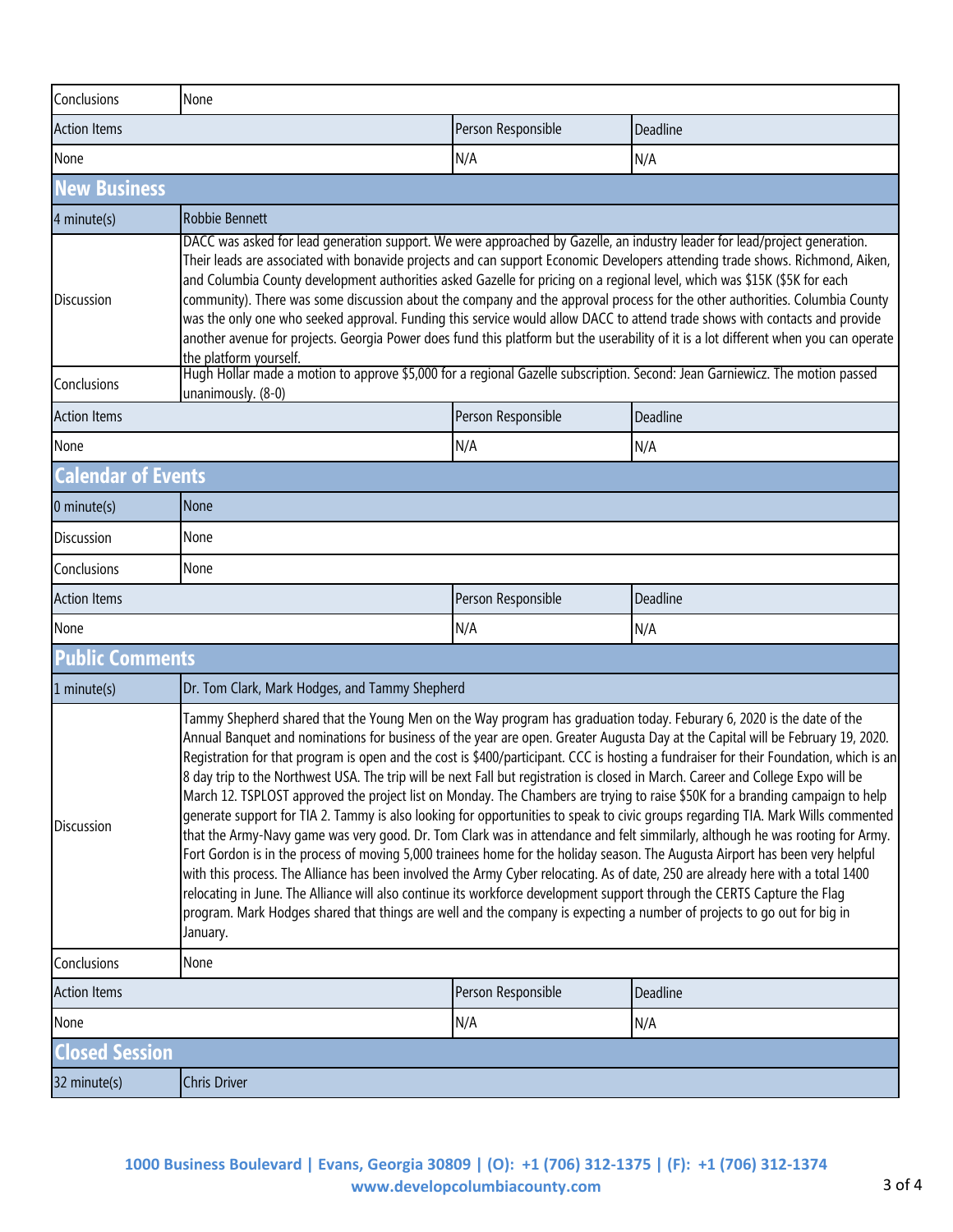| Conclusions | None | | |
|---|---|---|---|
| Action Items | | Person Responsible | Deadline |
| None | | N/A | N/A |

## New Business

| 4 minute(s) | Robbie Bennett | | |
|---|---|---|---|
| Discussion | DACC was asked for lead generation support. We were approached by Gazelle, an industry leader for lead/project generation. Their leads are associated with bonavide projects and can support Economic Developers attending trade shows. Richmond, Aiken, and Columbia County development authorities asked Gazelle for pricing on a regional level, which was $15K ($5K for each community). There was some discussion about the company and the approval process for the other authorities. Columbia County was the only one who seeked approval. Funding this service would allow DACC to attend trade shows with contacts and provide another avenue for projects. Georgia Power does fund this platform but the userability of it is a lot different when you can operate the platform yourself. | | |
| Conclusions | Hugh Hollar made a motion to approve $5,000 for a regional Gazelle subscription. Second: Jean Garniewicz. The motion passed unanimously. (8-0) | | |
| Action Items | | Person Responsible | Deadline |
| None | | N/A | N/A |

## Calendar of Events

| 0 minute(s) | None | | |
|---|---|---|---|
| Discussion | None | | |
| Conclusions | None | | |
| Action Items | | Person Responsible | Deadline |
| None | | N/A | N/A |

## Public Comments

| 1 minute(s) | Dr. Tom Clark, Mark Hodges, and Tammy Shepherd | | |
|---|---|---|---|
| Discussion | Tammy Shepherd shared that the Young Men on the Way program has graduation today. Feburary 6, 2020 is the date of the Annual Banquet and nominations for business of the year are open. Greater Augusta Day at the Capital will be February 19, 2020. Registration for that program is open and the cost is $400/participant. CCC is hosting a fundraiser for their Foundation, which is an 8 day trip to the Northwest USA. The trip will be next Fall but registration is closed in March. Career and College Expo will be March 12. TSPLOST approved the project list on Monday. The Chambers are trying to raise $50K for a branding campaign to help generate support for TIA 2. Tammy is also looking for opportunities to speak to civic groups regarding TIA. Mark Wills commented that the Army-Navy game was very good. Dr. Tom Clark was in attendance and felt simmilarly, although he was rooting for Army. Fort Gordon is in the process of moving 5,000 trainees home for the holiday season. The Augusta Airport has been very helpful with this process. The Alliance has been involved the Army Cyber relocating. As of date, 250 are already here with a total 1400 relocating in June. The Alliance will also continue its workforce development support through the CERTS Capture the Flag program. Mark Hodges shared that things are well and the company is expecting a number of projects to go out for big in January. | | |
| Conclusions | None | | |
| Action Items | | Person Responsible | Deadline |
| None | | N/A | N/A |

## Closed Session

| 32 minute(s) | Chris Driver |
|---|---|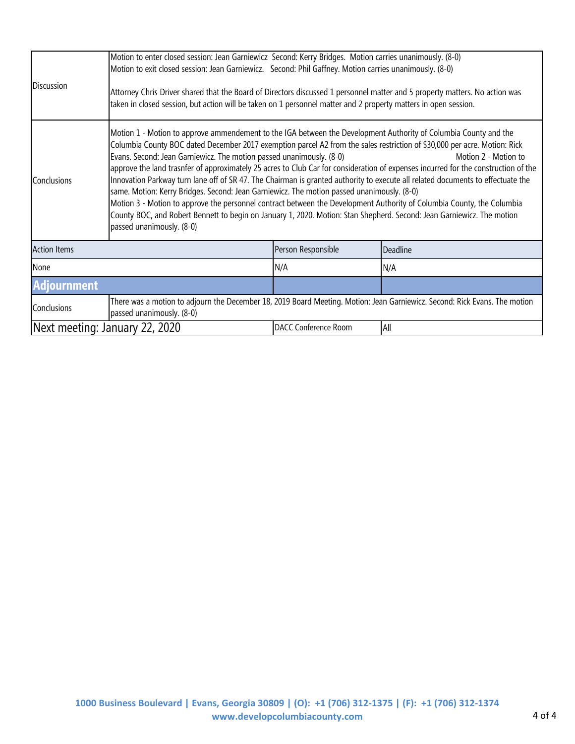| | | | |
|---|---|---|---|
| Discussion | Motion to enter closed session: Jean Garniewicz Second: Kerry Bridges. Motion carries unanimously. (8-0)<br>Motion to exit closed session: Jean Garniewicz. Second: Phil Gaffney. Motion carries unanimously. (8-0)<br><br>Attorney Chris Driver shared that the Board of Directors discussed 1 personnel matter and 5 property matters. No action was taken in closed session, but action will be taken on 1 personnel matter and 2 property matters in open session. | | |
| Conclusions | Motion 1 - Motion to approve ammendement to the IGA between the Development Authority of Columbia County and the Columbia County BOC dated December 2017 exemption parcel A2 from the sales restriction of $30,000 per acre. Motion: Rick Evans. Second: Jean Garniewicz. The motion passed unanimously. (8-0) Motion 2 - Motion to approve the land trasnfer of approximately 25 acres to Club Car for consideration of expenses incurred for the construction of the Innovation Parkway turn lane off of SR 47. The Chairman is granted authority to execute all related documents to effectuate the same. Motion: Kerry Bridges. Second: Jean Garniewicz. The motion passed unanimously. (8-0)<br>Motion 3 - Motion to approve the personnel contract between the Development Authority of Columbia County, the Columbia County BOC, and Robert Bennett to begin on January 1, 2020. Motion: Stan Shepherd. Second: Jean Garniewicz. The motion passed unanimously. (8-0) | | |
| Action Items | | Person Responsible | Deadline |
| None | | N/A | N/A |
| **Adjournment** | | | |
| Conclusions | There was a motion to adjourn the December 18, 2019 Board Meeting. Motion: Jean Garniewicz. Second: Rick Evans. The motion passed unanimously. (8-0) | | |
| Next meeting: January 22, 2020 | | DACC Conference Room | All |

**1000 Business Boulevard | Evans, Georgia 30809 | (O): +1 (706) 312-1375 | (F): +1 (706) 312-1374**
**www.developcolumbiacounty.com**